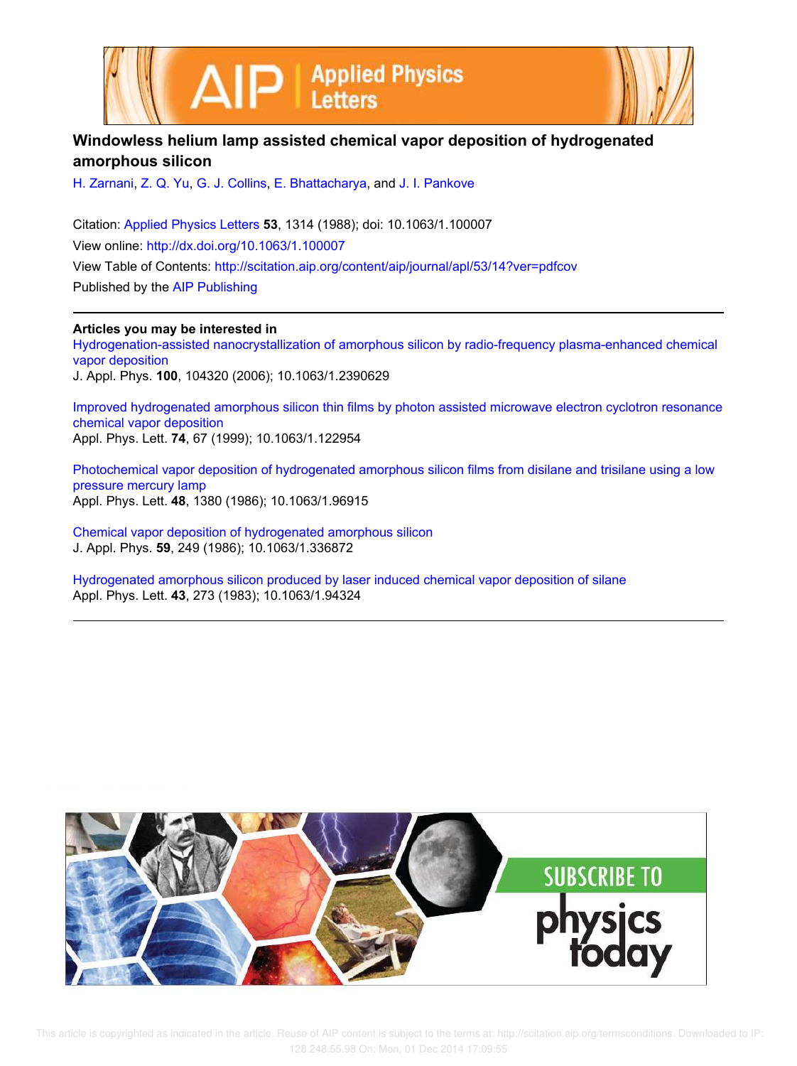# Windowless helium lamp assisted chemical vapor deposition of hydrogenated amorphous silicon

H. Zarnani, Z. Q. Yu, G. J. Collins, E. Bhattacharya, and J. I. Pankove

Citation: Applied Physics Letters **53**, 1314 (1988); doi: 10.1063/1.100007

View online: http://dx.doi.org/10.1063/1.100007

View Table of Contents: http://scitation.aip.org/content/aip/journal/apl/53/14?ver=pdfcov

Published by the AIP Publishing

---

**Articles you may be interested in**

Hydrogenation-assisted nanocrystallization of amorphous silicon by radio-frequency plasma-enhanced chemical vapor deposition
J. Appl. Phys. **100**, 104320 (2006); 10.1063/1.2390629

Improved hydrogenated amorphous silicon thin films by photon assisted microwave electron cyclotron resonance chemical vapor deposition
Appl. Phys. Lett. **74**, 67 (1999); 10.1063/1.122954

Photochemical vapor deposition of hydrogenated amorphous silicon films from disilane and trisilane using a low pressure mercury lamp
Appl. Phys. Lett. **48**, 1380 (1986); 10.1063/1.96915

Chemical vapor deposition of hydrogenated amorphous silicon
J. Appl. Phys. **59**, 249 (1986); 10.1063/1.336872

Hydrogenated amorphous silicon produced by laser induced chemical vapor deposition of silane
Appl. Phys. Lett. **43**, 273 (1983); 10.1063/1.94324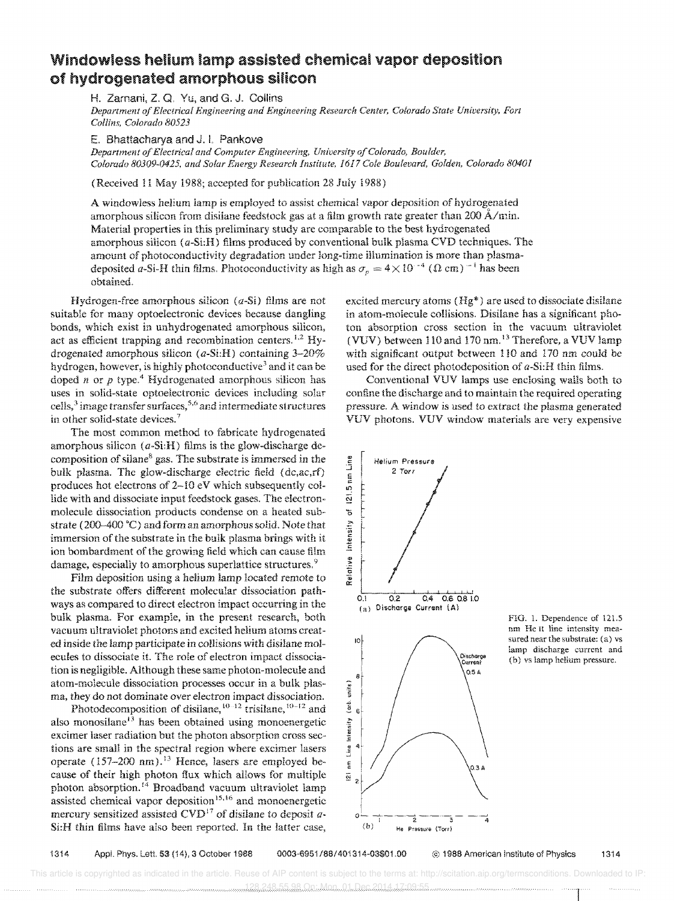# Windowless helium lamp assisted chemical vapor deposition of hydrogenated amorphous silicon

H. Zarnani, Z. Q. Yu, and G. J. Collins

*Department of Electrical Engineering and Engineering Research Center, Colorado State University, Fort Collins, Colorado 80523*

E. Bhattacharya and J. I. Pankove

*Department of Electrical and Computer Engineering, University of Colorado, Boulder, Colorado 80309-0425, and Solar Energy Research Institute, 1617 Cole Boulevard, Golden, Colorado 80401*

(Received 11 May 1988; accepted for publication 28 July 1988)

A windowless helium lamp is employed to assist chemical vapor deposition of hydrogenated amorphous silicon from disilane feedstock gas at a film growth rate greater than 200 Å/min. Material properties in this preliminary study are comparable to the best hydrogenated amorphous silicon (*a*-Si:H) films produced by conventional bulk plasma CVD techniques. The amount of photoconductivity degradation under long-time illumination is more than plasma-deposited *a*-Si-H thin films. Photoconductivity as high as $\sigma_p = 4\times10^{-4}$ $(\Omega\ \text{cm})^{-1}$ has been obtained.

Hydrogen-free amorphous silicon (*a*-Si) films are not suitable for many optoelectronic devices because dangling bonds, which exist in unhydrogenated amorphous silicon, act as efficient trapping and recombination centers.[1,2] Hydrogenated amorphous silicon (*a*-Si:H) containing 3–20% hydrogen, however, is highly photoconductive[3] and it can be doped *n* or *p* type.[4] Hydrogenated amorphous silicon has uses in solid-state optoelectronic devices including solar cells,[3] image transfer surfaces,[5,6] and intermediate structures in other solid-state devices.[7]

The most common method to fabricate hydrogenated amorphous silicon (*a*-Si:H) films is the glow-discharge decomposition of silane[8] gas. The substrate is immersed in the bulk plasma. The glow-discharge electric field (dc,ac,rf) produces hot electrons of 2–10 eV which subsequently collide with and dissociate input feedstock gases. The electron-molecule dissociation products condense on a heated substrate (200–400 °C) and form an amorphous solid. Note that immersion of the substrate in the bulk plasma brings with it ion bombardment of the growing field which can cause film damage, especially to amorphous superlattice structures.[9]

Film deposition using a helium lamp located remote to the substrate offers different molecular dissociation pathways as compared to direct electron impact occurring in the bulk plasma. For example, in the present research, both vacuum ultraviolet photons and excited helium atoms created inside the lamp participate in collisions with disilane molecules to dissociate it. The role of electron impact dissociation is negligible. Although these same photon-molecule and atom-molecule dissociation processes occur in a bulk plasma, they do not dominate over electron impact dissociation.

Photodecomposition of disilane,[10-12] trisilane,[10-12] and also monosilane[13] has been obtained using monoenergetic excimer laser radiation but the photon absorption cross sections are small in the spectral region where excimer lasers operate (157–200 nm).[13] Hence, lasers are employed because of their high photon flux which allows for multiple photon absorption.[14] Broadband vacuum ultraviolet lamp assisted chemical vapor deposition[15,16] and monoenergetic mercury sensitized assisted CVD[17] of disilane to deposit *a*-Si:H thin films have also been reported. In the latter case, excited mercury atoms ($Hg^*$) are used to dissociate disilane in atom-molecule collisions. Disilane has a significant photon absorption cross section in the vacuum ultraviolet (VUV) between 110 and 170 nm.[13] Therefore, a VUV lamp with significant output between 110 and 170 nm could be used for the direct photodeposition of *a*-Si:H thin films.

Conventional VUV lamps use enclosing walls both to confine the discharge and to maintain the required operating pressure. A window is used to extract the plasma generated VUV photons. VUV window materials are very expensive

FIG. 1. Dependence of 121.5 nm He II line intensity measured near the substrate: (a) vs lamp discharge current and (b) vs lamp helium pressure.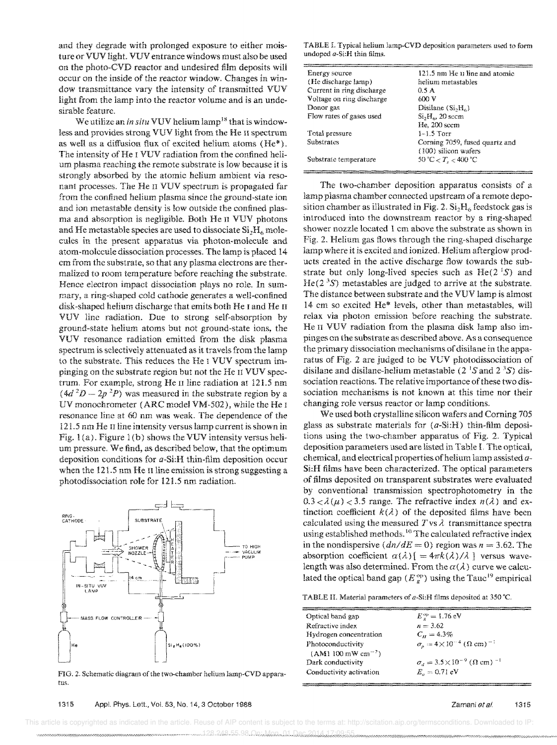and they degrade with prolonged exposure to either moisture or VUV light. VUV entrance windows must also be used on the photo-CVD reactor and undesired film deposits will occur on the inside of the reactor window. Changes in window transmittance vary the intensity of transmitted VUV light from the lamp into the reactor volume and is an undesirable feature.

We utilize an *in situ* VUV helium lamp[18] that is windowless and provides strong VUV light from the He II spectrum as well as a diffusion flux of excited helium atoms (He*). The intensity of He I VUV radiation from the confined helium plasma reaching the remote substrate is low because it is strongly absorbed by the atomic helium ambient via resonant processes. The He II VUV spectrum is propagated far from the confined helium plasma since the ground-state ion and ion metastable density is low outside the confined plasma and absorption is negligible. Both He II VUV photons and He metastable species are used to dissociate $Si_2H_6$ molecules in the present apparatus via photon-molecule and atom-molecule dissociation processes. The lamp is placed 14 cm from the substrate, so that any plasma electrons are thermalized to room temperature before reaching the substrate. Hence electron impact dissociation plays no role. In summary, a ring-shaped cold cathode generates a well-confined disk-shaped helium discharge that emits both He I and He II VUV line radiation. Due to strong self-absorption by ground-state helium atoms but not ground-state ions, the VUV resonance radiation emitted from the disk plasma spectrum is selectively attenuated as it travels from the lamp to the substrate. This reduces the He I VUV spectrum impinging on the substrate region but not the He II VUV spectrum. For example, strong He II line radiation at 121.5 nm ($4d\,^2D - 2p\,^2P$) was measured in the substrate region by a UV monochrometer (ARC model VM-502), while the He I resonance line at 60 nm was weak. The dependence of the 121.5 nm He II line intensity versus lamp current is shown in Fig. 1(a). Figure 1(b) shows the VUV intensity versus helium pressure. We find, as described below, that the optimum deposition conditions for *a*-Si:H thin-film deposition occur when the 121.5 nm He II line emission is strong suggesting a photodissociation role for 121.5 nm radiation.

FIG. 2. Schematic diagram of the two-chamber helium lamp-CVD apparatus.

TABLE I. Typical helium lamp-CVD deposition parameters used to form undoped *a*-Si:H thin films.

| | |
|---|---|
| Energy source (He discharge lamp) | 121.5 nm He II line and atomic helium metastables |
| Current in ring discharge | 0.5 A |
| Voltage on ring discharge | 600 V |
| Donor gas | Disilane ($Si_2H_6$) |
| Flow rates of gases used | $Si_2H_6$, 20 sccm<br>He, 200 sccm |
| Total pressure | 1–1.5 Torr |
| Substrates | Corning 7059, fused quartz and (100) silicon wafers |
| Substrate temperature | $50\,°C < T_s < 400\,°C$ |

The two-chamber deposition apparatus consists of a lamp plasma chamber connected upstream of a remote deposition chamber as illustrated in Fig. 2. $Si_2H_6$ feedstock gas is introduced into the downstream reactor by a ring-shaped shower nozzle located 1 cm above the substrate as shown in Fig. 2. Helium gas flows through the ring-shaped discharge lamp where it is excited and ionized. Helium afterglow products created in the active discharge flow towards the substrate but only long-lived species such as $He(2\,^1S)$ and $He(2\,^3S)$ metastables are judged to arrive at the substrate. The distance between substrate and the VUV lamp is almost 14 cm so excited He* levels, other than metastables, will relax via photon emission before reaching the substrate. He II VUV radiation from the plasma disk lamp also impinges on the substrate as described above. As a consequence the primary dissociation mechanisms of disilane in the apparatus of Fig. 2 are judged to be VUV photodissociation of disilane and disilane-helium metastable ($2\,^1S$ and $2\,^3S$) dissociation reactions. The relative importance of these two dissociation mechanisms is not known at this time nor their changing role versus reactor or lamp conditions.

We used both crystalline silicon wafers and Corning 705 glass as substrate materials for (*a*-Si:H) thin-film depositions using the two-chamber apparatus of Fig. 2. Typical deposition parameters used are listed in Table I. The optical, chemical, and electrical properties of helium lamp assisted *a*-Si:H films have been characterized. The optical parameters of films deposited on transparent substrates were evaluated by conventional transmission spectrophotometry in the $0.3 < \lambda(\mu) < 3.5$ range. The refractive index $n(\lambda)$ and extinction coefficient $k(\lambda)$ of the deposited films have been calculated using the measured $T$ vs $\lambda$ transmittance spectra using established methods.[10] The calculated refractive index in the nondispersive ($dn/dE = 0$) region was $n = 3.62$. The absorption coefficient $\alpha(\lambda)[= 4\pi k(\lambda)/\lambda]$ versus wavelength was also determined. From the $\alpha(\lambda)$ curve we calculated the optical band gap ($E_g^{op}$) using the Tauc[19] empirical

TABLE II. Material parameters of *a*-Si:H films deposited at 350 °C.

| | |
|---|---|
| Optical band gap | $E_g^{op} = 1.76$ eV |
| Refractive index | $n = 3.62$ |
| Hydrogen concentration | $C_H = 4.3\%$ |
| Photoconductivity (AM1 100 mW cm$^{-2}$) | $\sigma_p = 4\times10^{-4}\ (\Omega\ \text{cm})^{-1}$ |
| Dark conductivity | $\sigma_d = 3.5\times10^{-9}\ (\Omega\ \text{cm})^{-1}$ |
| Conductivity activation | $E_a = 0.71$ eV |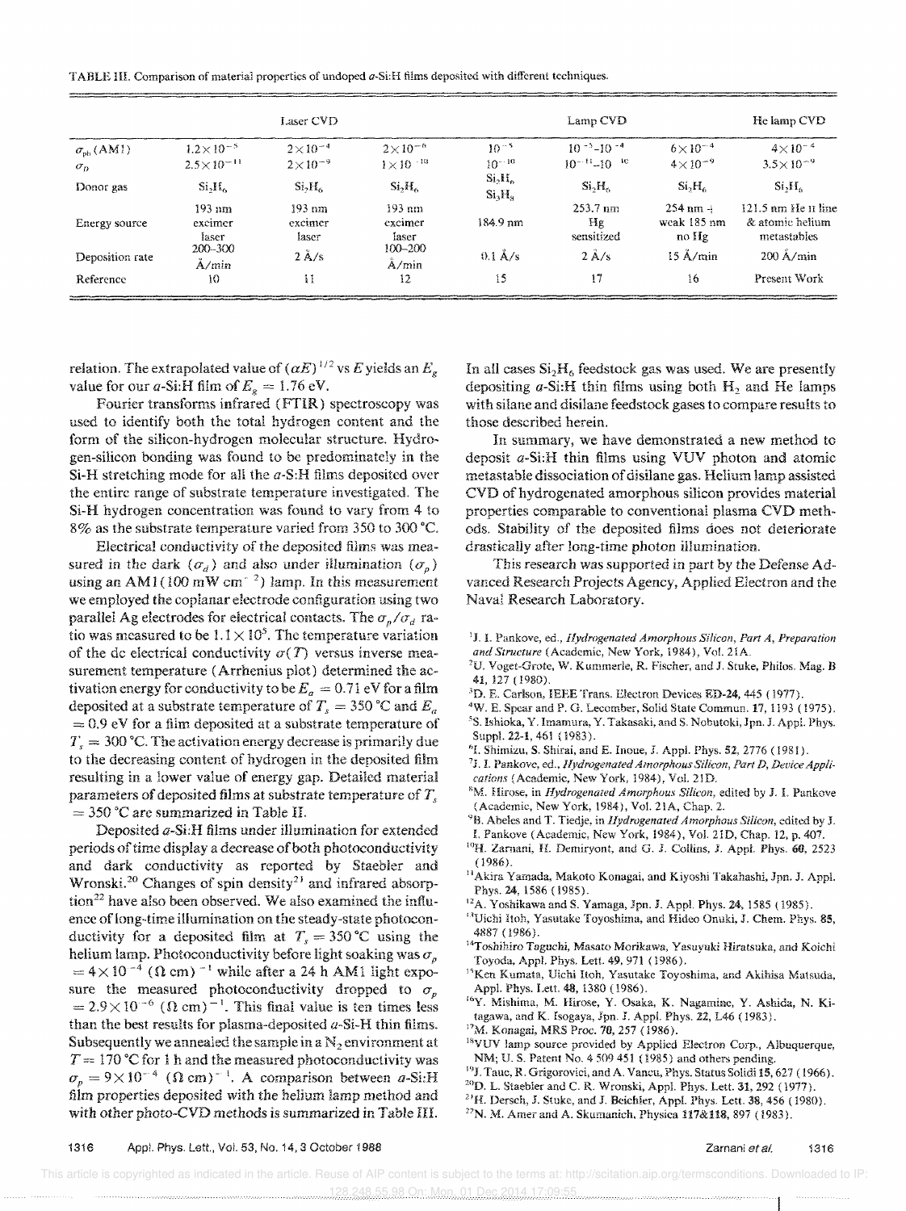TABLE III. Comparison of material properties of undoped a-Si:H films deposited with different techniques.

| | Laser CVD | | | Lamp CVD | | | He lamp CVD |
|---|---|---|---|---|---|---|---|
| $\sigma_{ph}$ (AM1) | $1.2\times10^{-5}$ | $2\times10^{-4}$ | $2\times10^{-6}$ | $10^{-5}$ | $10^{-5}$–$10^{-4}$ | $6\times10^{-4}$ | $4\times10^{-4}$ |
| $\sigma_D$ | $2.5\times10^{-11}$ | $2\times10^{-9}$ | $1\times10^{-10}$ | $10^{-10}$ | $10^{-11}$–$10^{-10}$ | $4\times10^{-9}$ | $3.5\times10^{-9}$ |
| Donor gas | $Si_2H_6$ | $Si_2H_6$ | $Si_2H_6$ | $Si_2H_6$ $Si_3H_8$ | $Si_2H_6$ | $Si_2H_6$ | $Si_2H_6$ |
| Energy source | 193 nm excimer laser | 193 nm excimer laser | 193 nm excimer laser | 184.9 nm | 253.7 nm Hg sensitized | 254 nm + weak 185 nm no Hg | 121.5 nm He II line & atomic helium metastables |
| Deposition rate | 200–300 Å/min | 2 Å/s | 100–200 Å/min | 0.1 Å/s | 2 Å/s | 15 Å/min | 200 Å/min |
| Reference | 10 | 11 | 12 | 15 | 17 | 16 | Present Work |

relation. The extrapolated value of $(\alpha E)^{1/2}$ vs $E$ yields an $E_g$ value for our a-Si:H film of $E_g = 1.76$ eV.

Fourier transforms infrared (FTIR) spectroscopy was used to identify both the total hydrogen content and the form of the silicon-hydrogen molecular structure. Hydrogen-silicon bonding was found to be predominately in the Si-H stretching mode for all the a-S:H films deposited over the entire range of substrate temperature investigated. The Si-H hydrogen concentration was found to vary from 4 to 8% as the substrate temperature varied from 350 to 300 °C.

Electrical conductivity of the deposited films was measured in the dark ($\sigma_d$) and also under illumination ($\sigma_p$) using an AM1 (100 mW cm$^{-2}$) lamp. In this measurement we employed the coplanar electrode configuration using two parallel Ag electrodes for electrical contacts. The $\sigma_p/\sigma_d$ ratio was measured to be $1.1\times10^5$. The temperature variation of the dc electrical conductivity $\sigma(T)$ versus inverse measurement temperature (Arrhenius plot) determined the activation energy for conductivity to be $E_a = 0.71$ eV for a film deposited at a substrate temperature of $T_s = 350$ °C and $E_a = 0.9$ eV for a film deposited at a substrate temperature of $T_s = 300$ °C. The activation energy decrease is primarily due to the decreasing content of hydrogen in the deposited film resulting in a lower value of energy gap. Detailed material parameters of deposited films at substrate temperature of $T_s = 350$ °C are summarized in Table II.

Deposited a-Si:H films under illumination for extended periods of time display a decrease of both photoconductivity and dark conductivity as reported by Staebler and Wronski.[20] Changes of spin density[21] and infrared absorption[22] have also been observed. We also examined the influence of long-time illumination on the steady-state photoconductivity for a deposited film at $T_s = 350$ °C using the helium lamp. Photoconductivity before light soaking was $\sigma_p = 4\times10^{-4}$ ($\Omega$ cm)$^{-1}$ while after a 24 h AM1 light exposure the measured photoconductivity dropped to $\sigma_p = 2.9\times10^{-6}$ ($\Omega$ cm)$^{-1}$. This final value is ten times less than the best results for plasma-deposited a-Si-H thin films. Subsequently we annealed the sample in a $N_2$ environment at $T = 170$ °C for 1 h and the measured photoconductivity was $\sigma_p = 9\times10^{-4}$ ($\Omega$ cm)$^{-1}$. A comparison between a-Si:H film properties deposited with the helium lamp method and with other photo-CVD methods is summarized in Table III. In all cases $Si_2H_6$ feedstock gas was used. We are presently depositing a-Si:H thin films using both $H_2$ and He lamps with silane and disilane feedstock gases to compare results to those described herein.

In summary, we have demonstrated a new method to deposit a-Si:H thin films using VUV photon and atomic metastable dissociation of disilane gas. Helium lamp assisted CVD of hydrogenated amorphous silicon provides material properties comparable to conventional plasma CVD methods. Stability of the deposited films does not deteriorate drastically after long-time photon illumination.

This research was supported in part by the Defense Advanced Research Projects Agency, Applied Electron and the Naval Research Laboratory.

[1] J. I. Pankove, ed., *Hydrogenated Amorphous Silicon, Part A, Preparation and Structure* (Academic, New York, 1984), Vol. 21A.
[2] U. Voget-Grote, W. Kummerle, R. Fischer, and J. Stuke, Philos. Mag. B **41**, 127 (1980).
[3] D. E. Carlson, IEEE Trans. Electron Devices **ED-24**, 445 (1977).
[4] W. E. Spear and P. G. Lecomber, Solid State Commun. **17**, 1193 (1975).
[5] S. Ishioka, Y. Imamura, Y. Takasaki, and S. Nobutoki, Jpn. J. Appl. Phys. Suppl. **22-1**, 461 (1983).
[6] I. Shimizu, S. Shirai, and E. Inoue, J. Appl. Phys. **52**, 2776 (1981).
[7] J. I. Pankove, ed., *Hydrogenated Amorphous Silicon, Part D, Device Applications* (Academic, New York, 1984), Vol. 21D.
[8] M. Hirose, in *Hydrogenated Amorphous Silicon*, edited by J. I. Pankove (Academic, New York, 1984), Vol. 21A, Chap. 2.
[9] B. Abeles and T. Tiedje, in *Hydrogenated Amorphous Silicon*, edited by J. I. Pankove (Academic, New York, 1984), Vol. 21D, Chap. 12, p. 407.
[10] H. Zarnani, H. Demiryont, and G. J. Collins, J. Appl. Phys. **60**, 2523 (1986).
[11] Akira Yamada, Makoto Konagai, and Kiyoshi Takahashi, Jpn. J. Appl. Phys. **24**, 1586 (1985).
[12] A. Yoshikawa and S. Yamaga, Jpn. J. Appl. Phys. **24**, 1585 (1985).
[13] Uichi Itoh, Yasutake Toyoshima, and Hideo Onuki, J. Chem. Phys. **85**, 4887 (1986).
[14] Toshihiro Taguchi, Masato Morikawa, Yasuyuki Hiratsuka, and Koichi Toyoda, Appl. Phys. Lett. **49**, 971 (1986).
[15] Ken Kumata, Uichi Itoh, Yasutake Toyoshima, and Akihisa Matsuda, Appl. Phys. Lett. **48**, 1380 (1986).
[16] Y. Mishima, M. Hirose, Y. Osaka, K. Nagamine, Y. Ashida, N. Kitagawa, and K. Isogaya, Jpn. J. Appl. Phys. **22**, L46 (1983).
[17] M. Konagai, MRS Proc. **70**, 257 (1986).
[18] VUV lamp source provided by Applied Electron Corp., Albuquerque, NM; U. S. Patent No. 4 509 451 (1985) and others pending.
[19] J. Tauc, R. Grigorovici, and A. Vancu, Phys. Status Solidi **15**, 627 (1966).
[20] D. L. Staebler and C. R. Wronski, Appl. Phys. Lett. **31**, 292 (1977).
[21] H. Dersch, J. Stuke, and J. Beichler, Appl. Phys. Lett. **38**, 456 (1980).
[22] N. M. Amer and A. Skumanich, Physica **117&118**, 897 (1983).